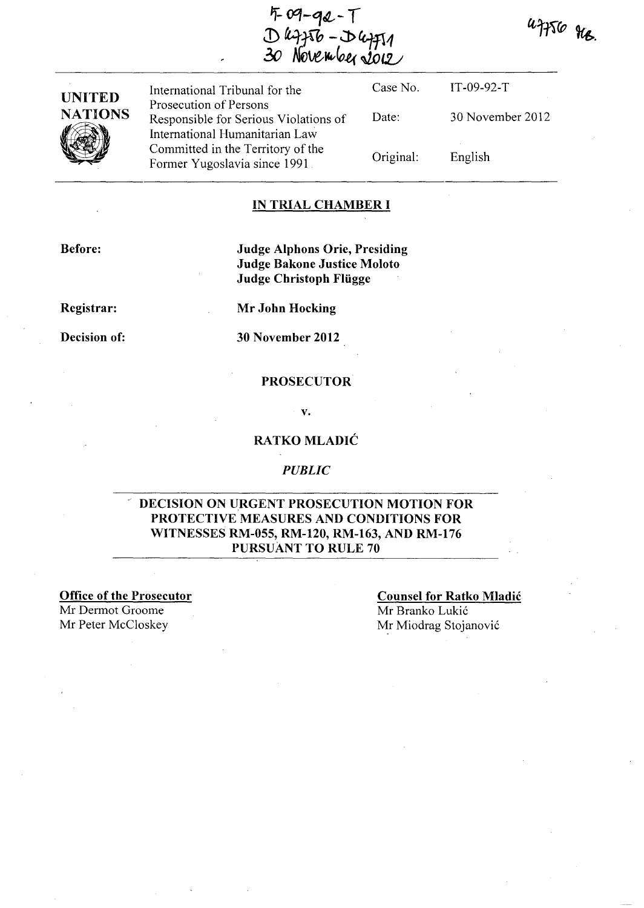IT-09-92-T
D47756 - D47751
30 November 2012

47756 RB.

| UNITED NATIONS | International Tribunal for the Prosecution of Persons Responsible for Serious Violations of International Humanitarian Law Committed in the Territory of the Former Yugoslavia since 1991 | Case No. | IT-09-92-T |
| --- | --- | --- | --- |
| | | Date: | 30 November 2012 |
| | | Original: | English |

## IN TRIAL CHAMBER I

**Before:** **Judge Alphons Orie, Presiding**
**Judge Bakone Justice Moloto**
**Judge Christoph Flügge**

**Registrar:** **Mr John Hocking**

**Decision of:** **30 November 2012**

**PROSECUTOR**

**v.**

**RATKO MLADIĆ**

***PUBLIC***

## DECISION ON URGENT PROSECUTION MOTION FOR PROTECTIVE MEASURES AND CONDITIONS FOR WITNESSES RM-055, RM-120, RM-163, AND RM-176 PURSUANT TO RULE 70

**Office of the Prosecutor**
Mr Dermot Groome
Mr Peter McCloskey

**Counsel for Ratko Mladić**
Mr Branko Lukić
Mr Miodrag Stojanović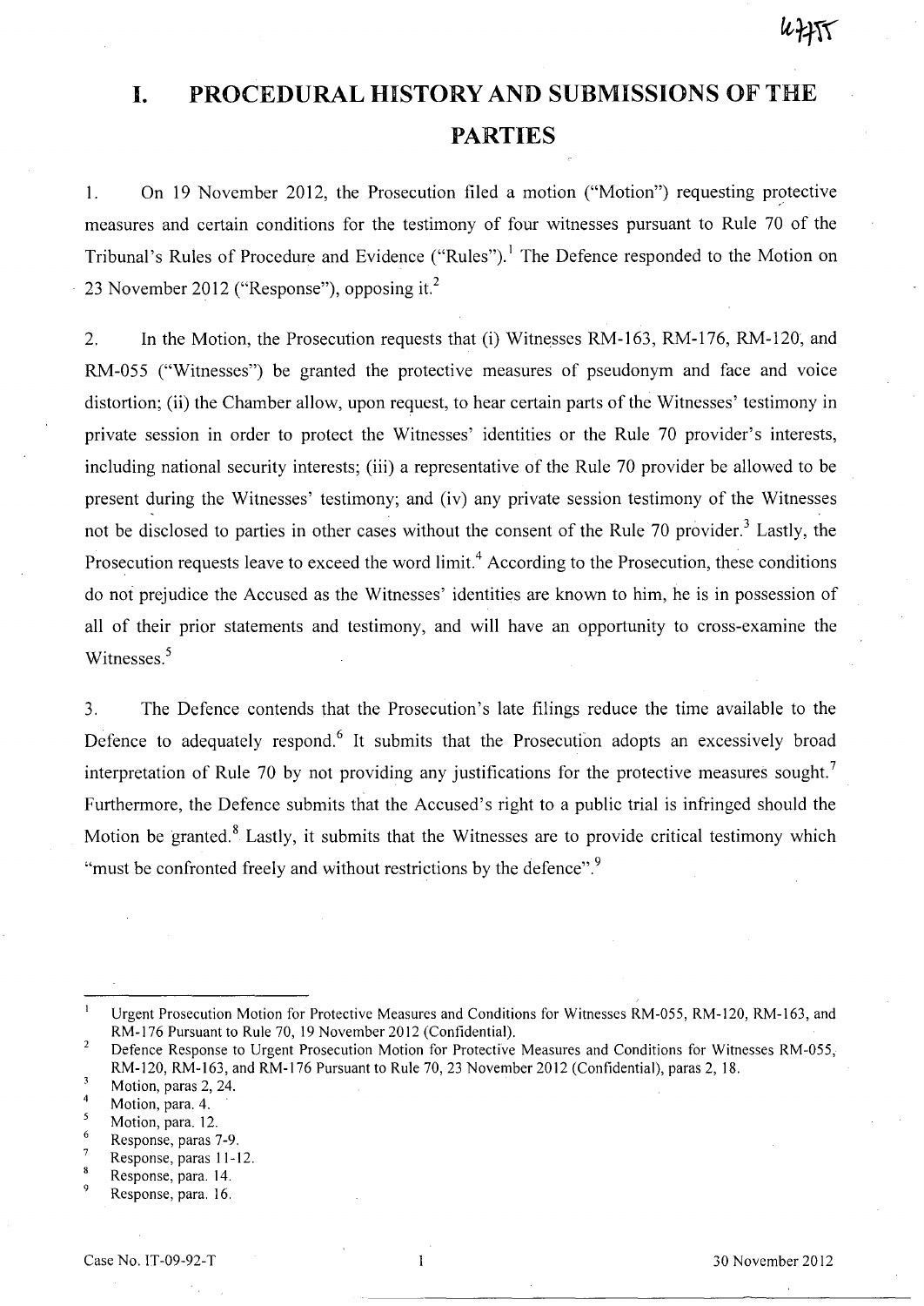# I. PROCEDURAL HISTORY AND SUBMISSIONS OF THE PARTIES

1. On 19 November 2012, the Prosecution filed a motion ("Motion") requesting protective measures and certain conditions for the testimony of four witnesses pursuant to Rule 70 of the Tribunal's Rules of Procedure and Evidence ("Rules").[1] The Defence responded to the Motion on 23 November 2012 ("Response"), opposing it.[2]

2. In the Motion, the Prosecution requests that (i) Witnesses RM-163, RM-176, RM-120, and RM-055 ("Witnesses") be granted the protective measures of pseudonym and face and voice distortion; (ii) the Chamber allow, upon request, to hear certain parts of the Witnesses' testimony in private session in order to protect the Witnesses' identities or the Rule 70 provider's interests, including national security interests; (iii) a representative of the Rule 70 provider be allowed to be present during the Witnesses' testimony; and (iv) any private session testimony of the Witnesses not be disclosed to parties in other cases without the consent of the Rule 70 provider.[3] Lastly, the Prosecution requests leave to exceed the word limit.[4] According to the Prosecution, these conditions do not prejudice the Accused as the Witnesses' identities are known to him, he is in possession of all of their prior statements and testimony, and will have an opportunity to cross-examine the Witnesses.[5]

3. The Defence contends that the Prosecution's late filings reduce the time available to the Defence to adequately respond.[6] It submits that the Prosecution adopts an excessively broad interpretation of Rule 70 by not providing any justifications for the protective measures sought.[7] Furthermore, the Defence submits that the Accused's right to a public trial is infringed should the Motion be granted.[8] Lastly, it submits that the Witnesses are to provide critical testimony which "must be confronted freely and without restrictions by the defence".[9]

---

[1] Urgent Prosecution Motion for Protective Measures and Conditions for Witnesses RM-055, RM-120, RM-163, and RM-176 Pursuant to Rule 70, 19 November 2012 (Confidential).

[2] Defence Response to Urgent Prosecution Motion for Protective Measures and Conditions for Witnesses RM-055, RM-120, RM-163, and RM-176 Pursuant to Rule 70, 23 November 2012 (Confidential), paras 2, 18.

[3] Motion, paras 2, 24.

[4] Motion, para. 4.

[5] Motion, para. 12.

[6] Response, paras 7-9.

[7] Response, paras 11-12.

[8] Response, para. 14.

[9] Response, para. 16.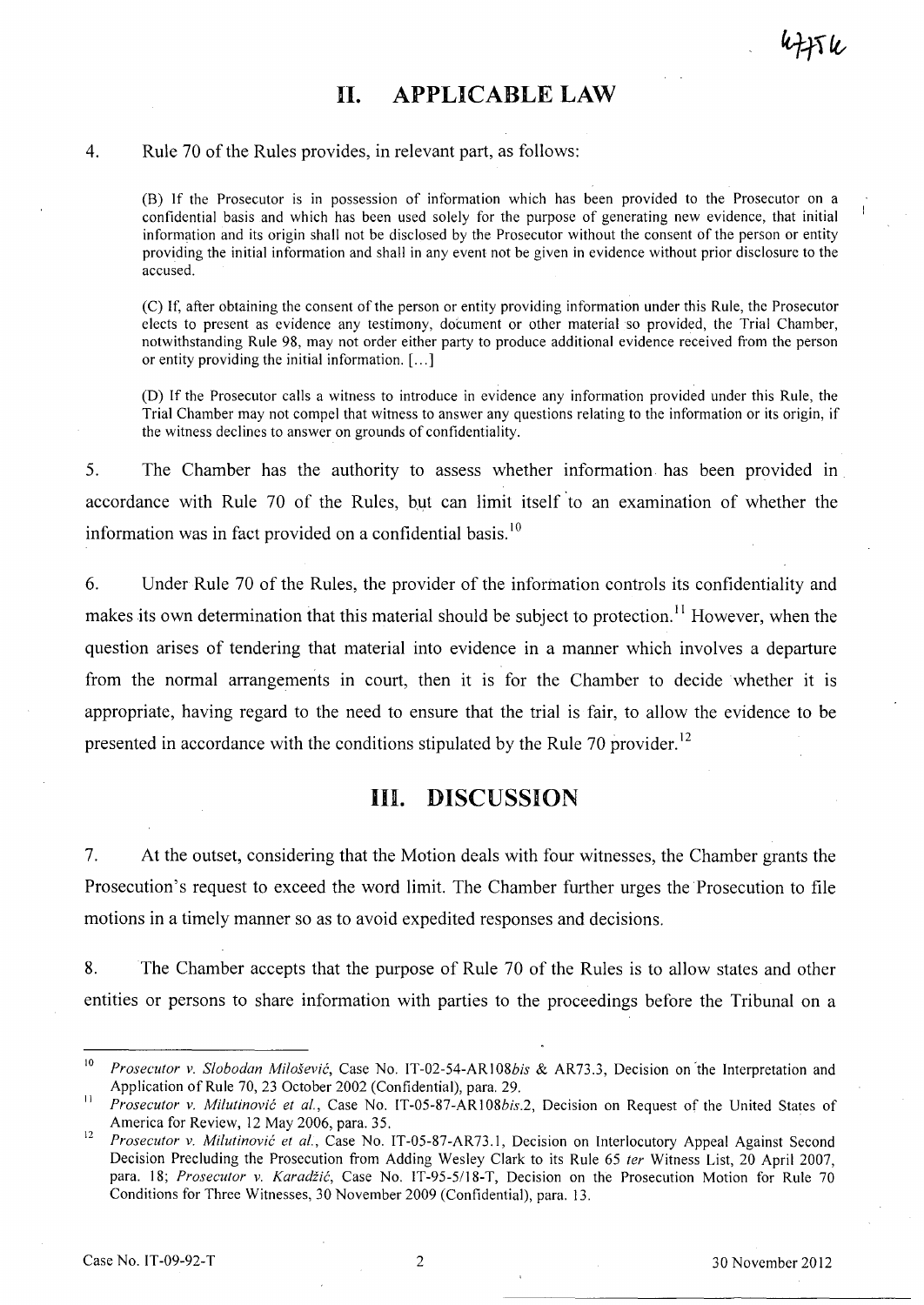## II. APPLICABLE LAW

4. Rule 70 of the Rules provides, in relevant part, as follows:

> (B) If the Prosecutor is in possession of information which has been provided to the Prosecutor on a confidential basis and which has been used solely for the purpose of generating new evidence, that initial information and its origin shall not be disclosed by the Prosecutor without the consent of the person or entity providing the initial information and shall in any event not be given in evidence without prior disclosure to the accused.
>
> (C) If, after obtaining the consent of the person or entity providing information under this Rule, the Prosecutor elects to present as evidence any testimony, document or other material so provided, the Trial Chamber, notwithstanding Rule 98, may not order either party to produce additional evidence received from the person or entity providing the initial information. [...]
>
> (D) If the Prosecutor calls a witness to introduce in evidence any information provided under this Rule, the Trial Chamber may not compel that witness to answer any questions relating to the information or its origin, if the witness declines to answer on grounds of confidentiality.

5. The Chamber has the authority to assess whether information has been provided in accordance with Rule 70 of the Rules, but can limit itself to an examination of whether the information was in fact provided on a confidential basis.[10]

6. Under Rule 70 of the Rules, the provider of the information controls its confidentiality and makes its own determination that this material should be subject to protection.[11] However, when the question arises of tendering that material into evidence in a manner which involves a departure from the normal arrangements in court, then it is for the Chamber to decide whether it is appropriate, having regard to the need to ensure that the trial is fair, to allow the evidence to be presented in accordance with the conditions stipulated by the Rule 70 provider.[12]

## III. DISCUSSION

7. At the outset, considering that the Motion deals with four witnesses, the Chamber grants the Prosecution's request to exceed the word limit. The Chamber further urges the Prosecution to file motions in a timely manner so as to avoid expedited responses and decisions.

8. The Chamber accepts that the purpose of Rule 70 of the Rules is to allow states and other entities or persons to share information with parties to the proceedings before the Tribunal on a

---

[10] *Prosecutor v. Slobodan Milošević*, Case No. IT-02-54-AR108*bis* & AR73.3, Decision on the Interpretation and Application of Rule 70, 23 October 2002 (Confidential), para. 29.

[11] *Prosecutor v. Milutinović et al.*, Case No. IT-05-87-AR108*bis*.2, Decision on Request of the United States of America for Review, 12 May 2006, para. 35.

[12] *Prosecutor v. Milutinović et al.*, Case No. IT-05-87-AR73.1, Decision on Interlocutory Appeal Against Second Decision Precluding the Prosecution from Adding Wesley Clark to its Rule 65 *ter* Witness List, 20 April 2007, para. 18; *Prosecutor v. Karadžić*, Case No. IT-95-5/18-T, Decision on the Prosecution Motion for Rule 70 Conditions for Three Witnesses, 30 November 2009 (Confidential), para. 13.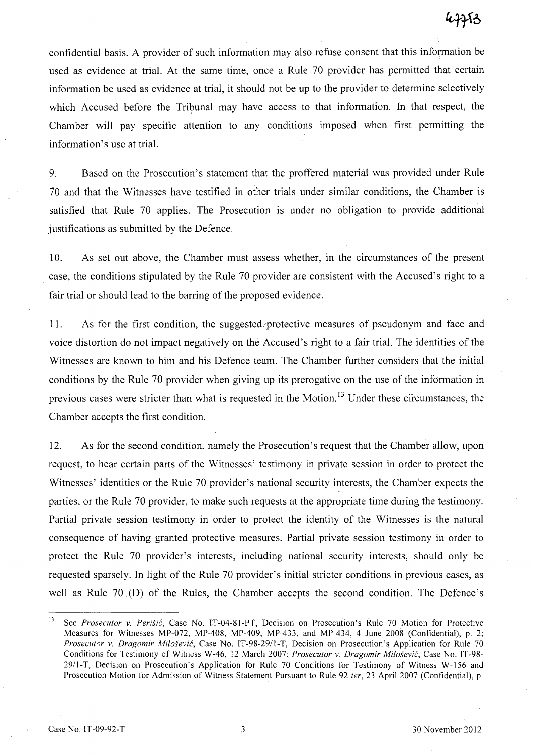confidential basis. A provider of such information may also refuse consent that this information be used as evidence at trial. At the same time, once a Rule 70 provider has permitted that certain information be used as evidence at trial, it should not be up to the provider to determine selectively which Accused before the Tribunal may have access to that information. In that respect, the Chamber will pay specific attention to any conditions imposed when first permitting the information's use at trial.

9. Based on the Prosecution's statement that the proffered material was provided under Rule 70 and that the Witnesses have testified in other trials under similar conditions, the Chamber is satisfied that Rule 70 applies. The Prosecution is under no obligation to provide additional justifications as submitted by the Defence.

10. As set out above, the Chamber must assess whether, in the circumstances of the present case, the conditions stipulated by the Rule 70 provider are consistent with the Accused's right to a fair trial or should lead to the barring of the proposed evidence.

11. As for the first condition, the suggested protective measures of pseudonym and face and voice distortion do not impact negatively on the Accused's right to a fair trial. The identities of the Witnesses are known to him and his Defence team. The Chamber further considers that the initial conditions by the Rule 70 provider when giving up its prerogative on the use of the information in previous cases were stricter than what is requested in the Motion.[13] Under these circumstances, the Chamber accepts the first condition.

12. As for the second condition, namely the Prosecution's request that the Chamber allow, upon request, to hear certain parts of the Witnesses' testimony in private session in order to protect the Witnesses' identities or the Rule 70 provider's national security interests, the Chamber expects the parties, or the Rule 70 provider, to make such requests at the appropriate time during the testimony. Partial private session testimony in order to protect the identity of the Witnesses is the natural consequence of having granted protective measures. Partial private session testimony in order to protect the Rule 70 provider's interests, including national security interests, should only be requested sparsely. In light of the Rule 70 provider's initial stricter conditions in previous cases, as well as Rule 70 (D) of the Rules, the Chamber accepts the second condition. The Defence's

---

[13] See *Prosecutor v. Perišić*, Case No. IT-04-81-PT, Decision on Prosecution's Rule 70 Motion for Protective Measures for Witnesses MP-072, MP-408, MP-409, MP-433, and MP-434, 4 June 2008 (Confidential), p. 2; *Prosecutor v. Dragomir Milošević*, Case No. IT-98-29/1-T, Decision on Prosecution's Application for Rule 70 Conditions for Testimony of Witness W-46, 12 March 2007; *Prosecutor v. Dragomir Milošević*, Case No. IT-98-29/1-T, Decision on Prosecution's Application for Rule 70 Conditions for Testimony of Witness W-156 and Prosecution Motion for Admission of Witness Statement Pursuant to Rule 92 *ter*, 23 April 2007 (Confidential), p.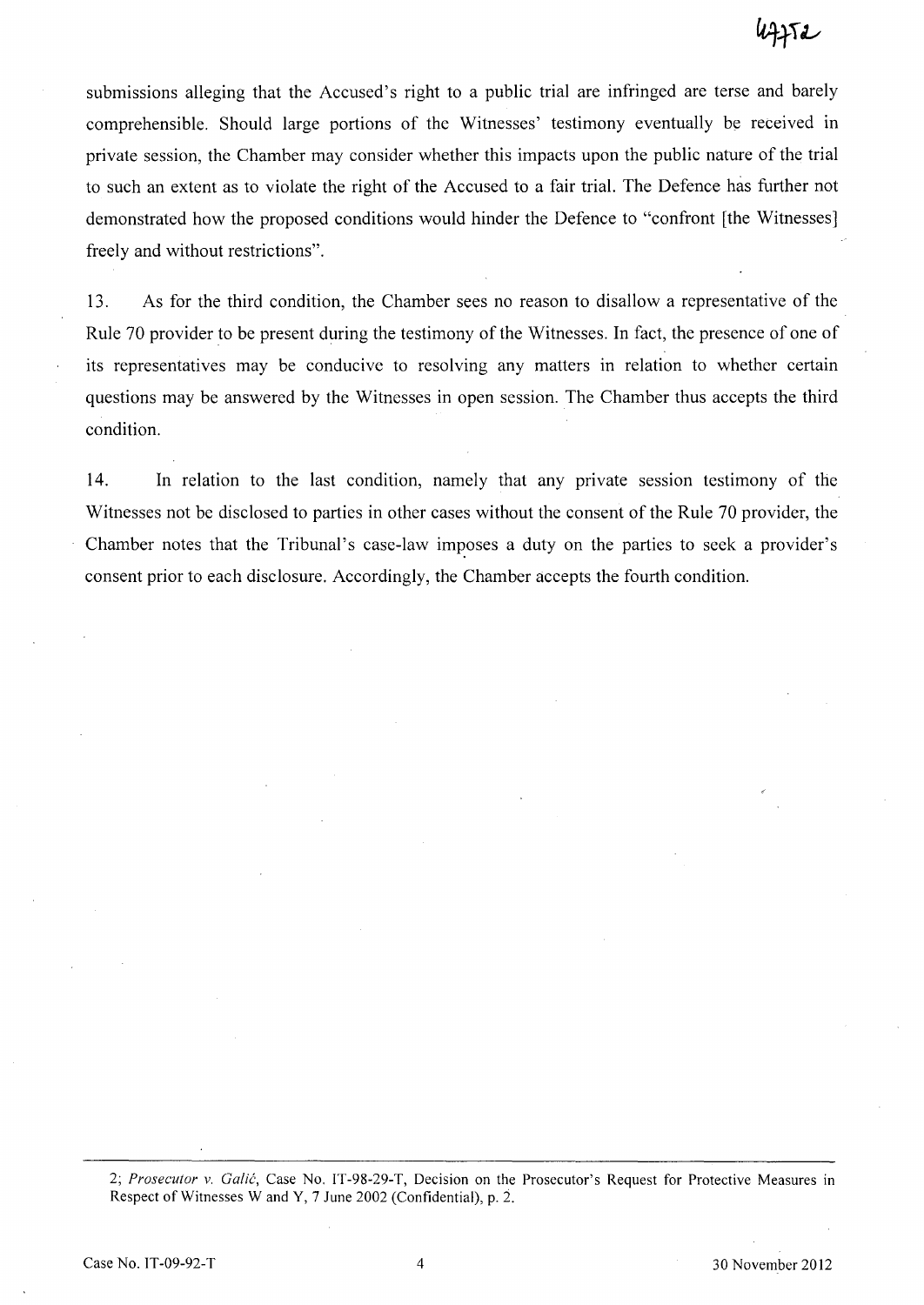submissions alleging that the Accused's right to a public trial are infringed are terse and barely comprehensible. Should large portions of the Witnesses' testimony eventually be received in private session, the Chamber may consider whether this impacts upon the public nature of the trial to such an extent as to violate the right of the Accused to a fair trial. The Defence has further not demonstrated how the proposed conditions would hinder the Defence to "confront [the Witnesses] freely and without restrictions".

13. As for the third condition, the Chamber sees no reason to disallow a representative of the Rule 70 provider to be present during the testimony of the Witnesses. In fact, the presence of one of its representatives may be conducive to resolving any matters in relation to whether certain questions may be answered by the Witnesses in open session. The Chamber thus accepts the third condition.

14. In relation to the last condition, namely that any private session testimony of the Witnesses not be disclosed to parties in other cases without the consent of the Rule 70 provider, the Chamber notes that the Tribunal's case-law imposes a duty on the parties to seek a provider's consent prior to each disclosure. Accordingly, the Chamber accepts the fourth condition.

---

2; *Prosecutor v. Galić*, Case No. IT-98-29-T, Decision on the Prosecutor's Request for Protective Measures in Respect of Witnesses W and Y, 7 June 2002 (Confidential), p. 2.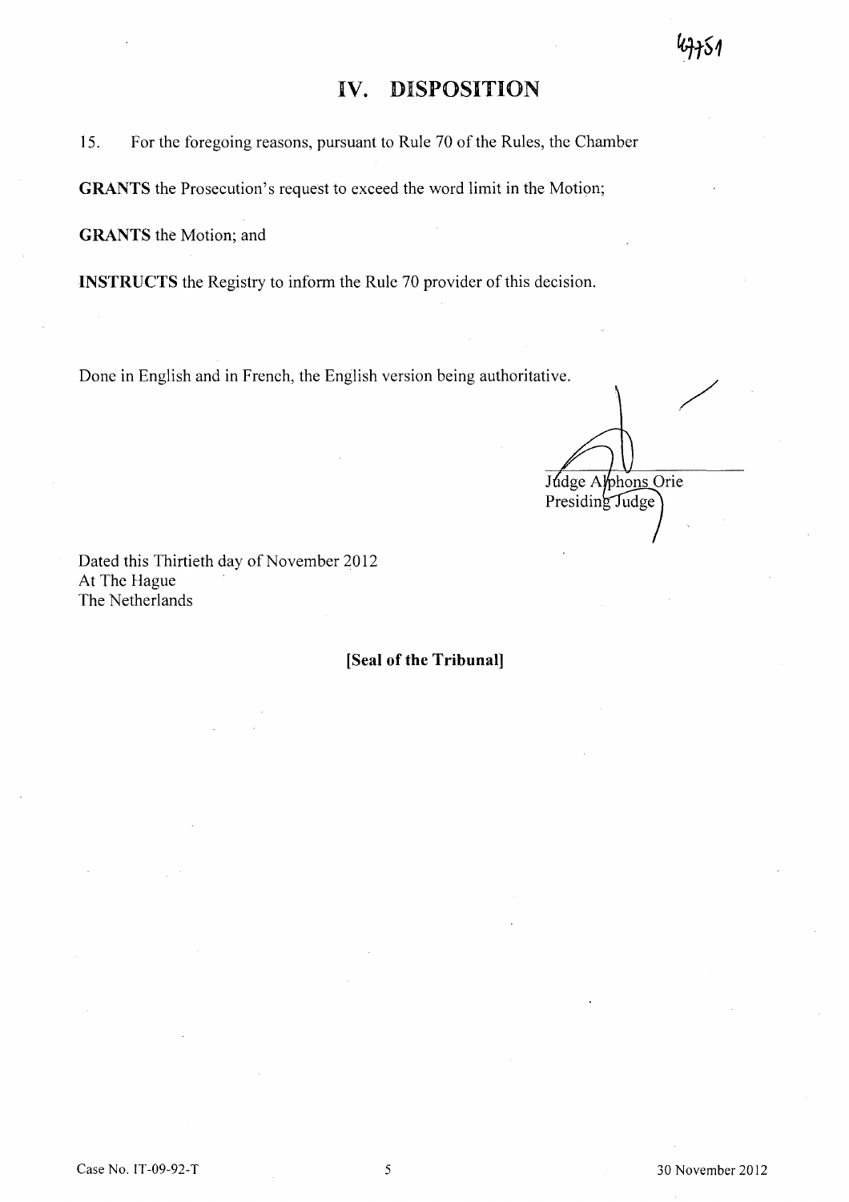## IV. DISPOSITION

15. For the foregoing reasons, pursuant to Rule 70 of the Rules, the Chamber

**GRANTS** the Prosecution's request to exceed the word limit in the Motion;

**GRANTS** the Motion; and

**INSTRUCTS** the Registry to inform the Rule 70 provider of this decision.

Done in English and in French, the English version being authoritative.

Judge Alphons Orie
Presiding Judge

Dated this Thirtieth day of November 2012
At The Hague
The Netherlands

**[Seal of the Tribunal]**